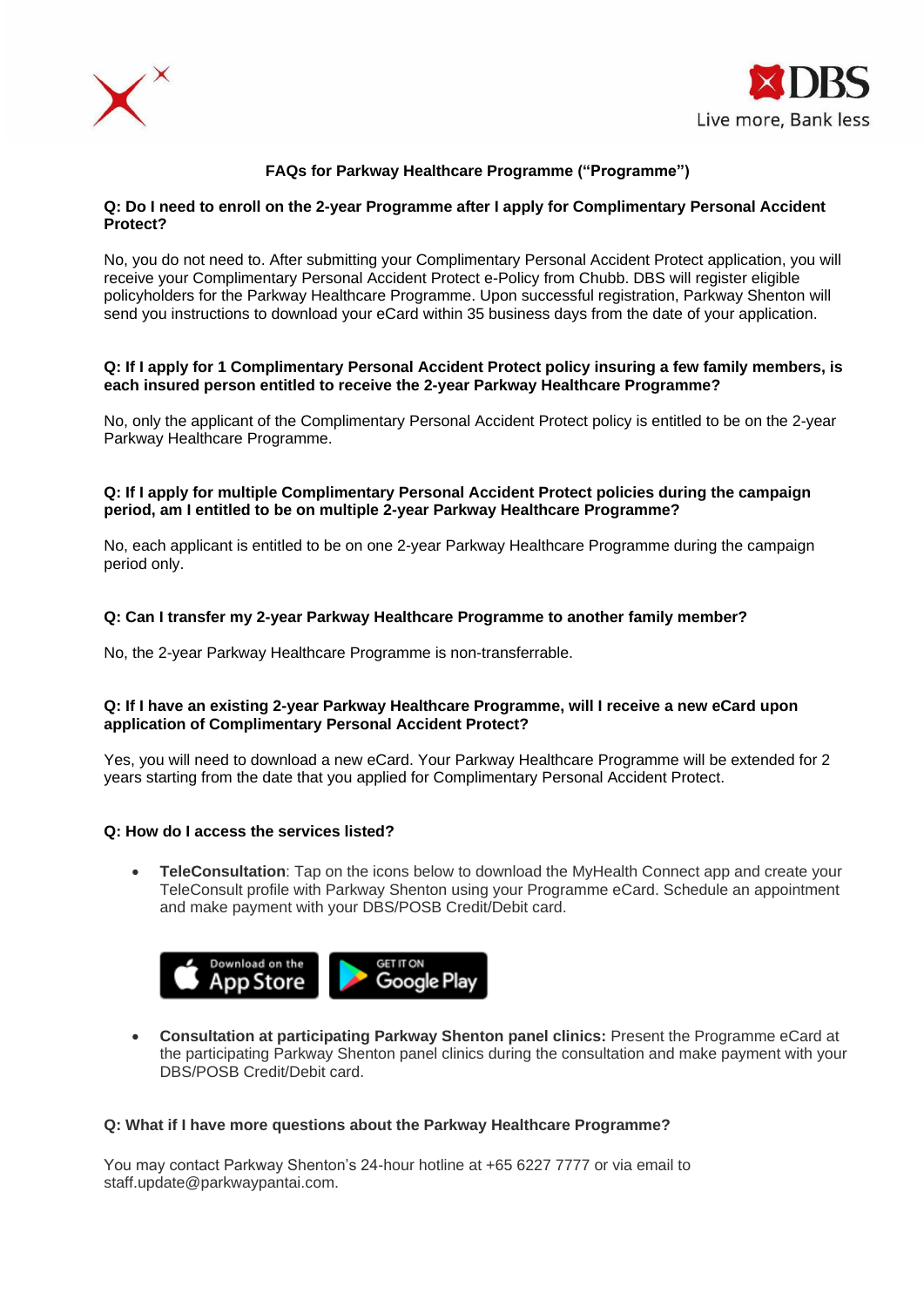# FAQs for Parkway Healthcare Programme ("Programme")

**Q: Do I need to enroll on the 2-year Programme after I apply for Complimentary Personal Accident Protect?**

No, you do not need to. After submitting your Complimentary Personal Accident Protect application, you will receive your Complimentary Personal Accident Protect e-Policy from Chubb. DBS will register eligible policyholders for the Parkway Healthcare Programme. Upon successful registration, Parkway Shenton will send you instructions to download your eCard within 35 business days from the date of your application.

**Q: If I apply for 1 Complimentary Personal Accident Protect policy insuring a few family members, is each insured person entitled to receive the 2-year Parkway Healthcare Programme?**

No, only the applicant of the Complimentary Personal Accident Protect policy is entitled to be on the 2-year Parkway Healthcare Programme.

**Q: If I apply for multiple Complimentary Personal Accident Protect policies during the campaign period, am I entitled to be on multiple 2-year Parkway Healthcare Programme?**

No, each applicant is entitled to be on one 2-year Parkway Healthcare Programme during the campaign period only.

**Q: Can I transfer my 2-year Parkway Healthcare Programme to another family member?**

No, the 2-year Parkway Healthcare Programme is non-transferrable.

**Q: If I have an existing 2-year Parkway Healthcare Programme, will I receive a new eCard upon application of Complimentary Personal Accident Protect?**

Yes, you will need to download a new eCard. Your Parkway Healthcare Programme will be extended for 2 years starting from the date that you applied for Complimentary Personal Accident Protect.

**Q: How do I access the services listed?**

- **TeleConsultation**: Tap on the icons below to download the MyHealth Connect app and create your TeleConsult profile with Parkway Shenton using your Programme eCard. Schedule an appointment and make payment with your DBS/POSB Credit/Debit card.

  Download on the App Store | GET IT ON Google Play

- **Consultation at participating Parkway Shenton panel clinics:** Present the Programme eCard at the participating Parkway Shenton panel clinics during the consultation and make payment with your DBS/POSB Credit/Debit card.

**Q: What if I have more questions about the Parkway Healthcare Programme?**

You may contact Parkway Shenton's 24-hour hotline at +65 6227 7777 or via email to staff.update@parkwaypantai.com.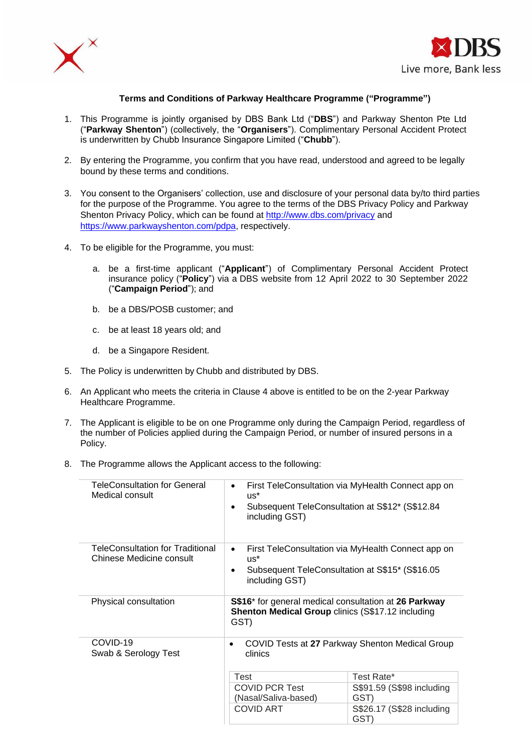**Terms and Conditions of Parkway Healthcare Programme ("Programme")**

1. This Programme is jointly organised by DBS Bank Ltd ("**DBS**") and Parkway Shenton Pte Ltd ("**Parkway Shenton**") (collectively, the "**Organisers**"). Complimentary Personal Accident Protect is underwritten by Chubb Insurance Singapore Limited ("**Chubb**").

2. By entering the Programme, you confirm that you have read, understood and agreed to be legally bound by these terms and conditions.

3. You consent to the Organisers' collection, use and disclosure of your personal data by/to third parties for the purpose of the Programme. You agree to the terms of the DBS Privacy Policy and Parkway Shenton Privacy Policy, which can be found at http://www.dbs.com/privacy and https://www.parkwayshenton.com/pdpa, respectively.

4. To be eligible for the Programme, you must:

   a. be a first-time applicant ("**Applicant**") of Complimentary Personal Accident Protect insurance policy ("**Policy**") via a DBS website from 12 April 2022 to 30 September 2022 ("**Campaign Period**"); and

   b. be a DBS/POSB customer; and

   c. be at least 18 years old; and

   d. be a Singapore Resident.

5. The Policy is underwritten by Chubb and distributed by DBS.

6. An Applicant who meets the criteria in Clause 4 above is entitled to be on the 2-year Parkway Healthcare Programme.

7. The Applicant is eligible to be on one Programme only during the Campaign Period, regardless of the number of Policies applied during the Campaign Period, or number of insured persons in a Policy.

8. The Programme allows the Applicant access to the following:

| | |
|---|---|
| TeleConsultation for General Medical consult | • First TeleConsultation via MyHealth Connect app on us*<br>• Subsequent TeleConsultation at S$12* (S$12.84 including GST) |
| TeleConsultation for Traditional Chinese Medicine consult | • First TeleConsultation via MyHealth Connect app on us*<br>• Subsequent TeleConsultation at S$15* (S$16.05 including GST) |
| Physical consultation | **S$16*** for general medical consultation at **26 Parkway Shenton Medical Group** clinics (S$17.12 including GST) |
| COVID-19 Swab & Serology Test | • COVID Tests at **27** Parkway Shenton Medical Group clinics<br><br>Test: COVID PCR Test (Nasal/Saliva-based) — Test Rate*: S$91.59 (S$98 including GST)<br>Test: COVID ART — Test Rate*: S$26.17 (S$28 including GST) |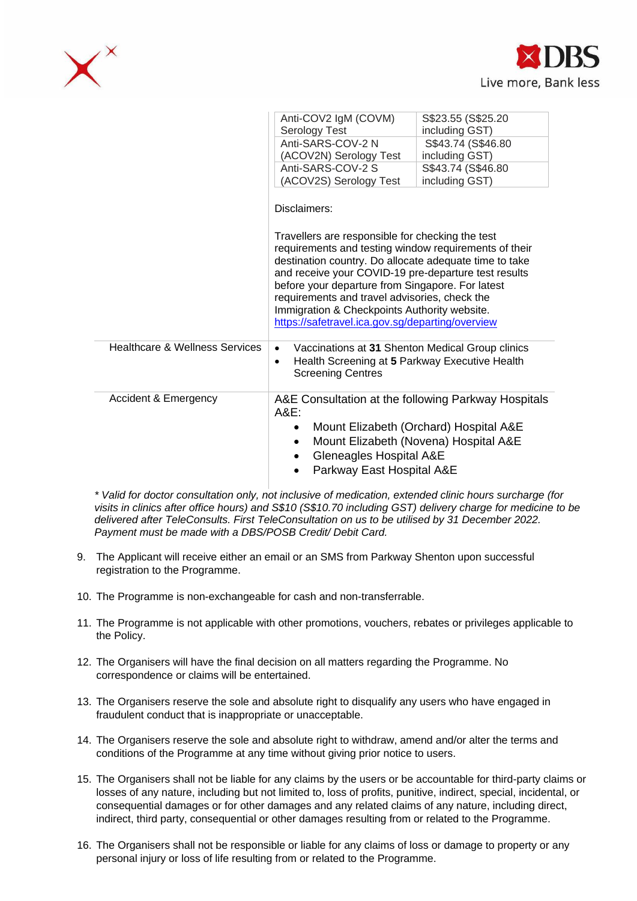| | |
|---|---|
| | Anti-COV2 IgM (COVM) Serology Test — S$23.55 (S$25.20 including GST)<br>Anti-SARS-COV-2 N (ACOV2N) Serology Test — S$43.74 (S$46.80 including GST)<br>Anti-SARS-COV-2 S (ACOV2S) Serology Test — S$43.74 (S$46.80 including GST)<br><br>Disclaimers:<br><br>Travellers are responsible for checking the test requirements and testing window requirements of their destination country. Do allocate adequate time to take and receive your COVID-19 pre-departure test results before your departure from Singapore. For latest requirements and travel advisories, check the Immigration & Checkpoints Authority website. https://safetravel.ica.gov.sg/departing/overview |
| Healthcare & Wellness Services | • Vaccinations at **31** Shenton Medical Group clinics<br>• Health Screening at **5** Parkway Executive Health Screening Centres |
| Accident & Emergency | A&E Consultation at the following Parkway Hospitals A&E:<br>• Mount Elizabeth (Orchard) Hospital A&E<br>• Mount Elizabeth (Novena) Hospital A&E<br>• Gleneagles Hospital A&E<br>• Parkway East Hospital A&E |

*\* Valid for doctor consultation only, not inclusive of medication, extended clinic hours surcharge (for visits in clinics after office hours) and S$10 (S$10.70 including GST) delivery charge for medicine to be delivered after TeleConsults. First TeleConsultation on us to be utilised by 31 December 2022. Payment must be made with a DBS/POSB Credit/ Debit Card.*

9. The Applicant will receive either an email or an SMS from Parkway Shenton upon successful registration to the Programme.

10. The Programme is non-exchangeable for cash and non-transferrable.

11. The Programme is not applicable with other promotions, vouchers, rebates or privileges applicable to the Policy.

12. The Organisers will have the final decision on all matters regarding the Programme. No correspondence or claims will be entertained.

13. The Organisers reserve the sole and absolute right to disqualify any users who have engaged in fraudulent conduct that is inappropriate or unacceptable.

14. The Organisers reserve the sole and absolute right to withdraw, amend and/or alter the terms and conditions of the Programme at any time without giving prior notice to users.

15. The Organisers shall not be liable for any claims by the users or be accountable for third-party claims or losses of any nature, including but not limited to, loss of profits, punitive, indirect, special, incidental, or consequential damages or for other damages and any related claims of any nature, including direct, indirect, third party, consequential or other damages resulting from or related to the Programme.

16. The Organisers shall not be responsible or liable for any claims of loss or damage to property or any personal injury or loss of life resulting from or related to the Programme.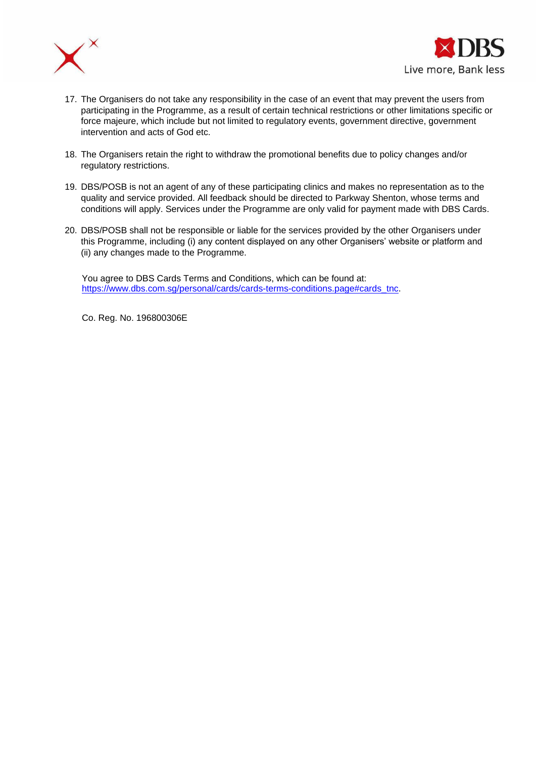17. The Organisers do not take any responsibility in the case of an event that may prevent the users from participating in the Programme, as a result of certain technical restrictions or other limitations specific or force majeure, which include but not limited to regulatory events, government directive, government intervention and acts of God etc.

18. The Organisers retain the right to withdraw the promotional benefits due to policy changes and/or regulatory restrictions.

19. DBS/POSB is not an agent of any of these participating clinics and makes no representation as to the quality and service provided. All feedback should be directed to Parkway Shenton, whose terms and conditions will apply. Services under the Programme are only valid for payment made with DBS Cards.

20. DBS/POSB shall not be responsible or liable for the services provided by the other Organisers under this Programme, including (i) any content displayed on any other Organisers' website or platform and (ii) any changes made to the Programme.

You agree to DBS Cards Terms and Conditions, which can be found at: https://www.dbs.com.sg/personal/cards/cards-terms-conditions.page#cards_tnc.

Co. Reg. No. 196800306E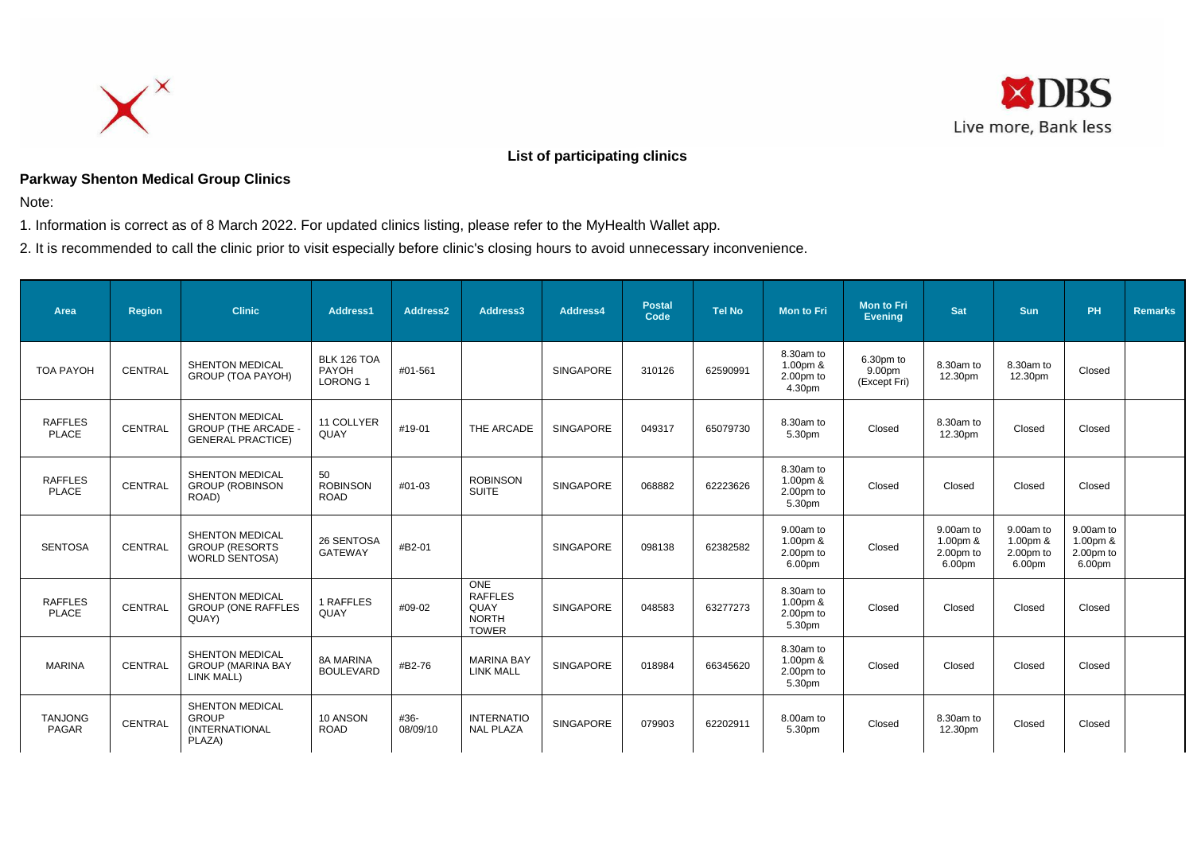**List of participating clinics**

**Parkway Shenton Medical Group Clinics**

Note:

1. Information is correct as of 8 March 2022. For updated clinics listing, please refer to the MyHealth Wallet app.

2. It is recommended to call the clinic prior to visit especially before clinic's closing hours to avoid unnecessary inconvenience.

| Area | Region | Clinic | Address1 | Address2 | Address3 | Address4 | Postal Code | Tel No | Mon to Fri | Mon to Fri Evening | Sat | Sun | PH | Remarks |
|---|---|---|---|---|---|---|---|---|---|---|---|---|---|---|
| TOA PAYOH | CENTRAL | SHENTON MEDICAL GROUP (TOA PAYOH) | BLK 126 TOA PAYOH LORONG 1 | #01-561 | | SINGAPORE | 310126 | 62590991 | 8.30am to 1.00pm & 2.00pm to 4.30pm | 6.30pm to 9.00pm (Except Fri) | 8.30am to 12.30pm | 8.30am to 12.30pm | Closed | |
| RAFFLES PLACE | CENTRAL | SHENTON MEDICAL GROUP (THE ARCADE - GENERAL PRACTICE) | 11 COLLYER QUAY | #19-01 | THE ARCADE | SINGAPORE | 049317 | 65079730 | 8.30am to 5.30pm | Closed | 8.30am to 12.30pm | Closed | Closed | |
| RAFFLES PLACE | CENTRAL | SHENTON MEDICAL GROUP (ROBINSON ROAD) | 50 ROBINSON ROAD | #01-03 | ROBINSON SUITE | SINGAPORE | 068882 | 62223626 | 8.30am to 1.00pm & 2.00pm to 5.30pm | Closed | Closed | Closed | Closed | |
| SENTOSA | CENTRAL | SHENTON MEDICAL GROUP (RESORTS WORLD SENTOSA) | 26 SENTOSA GATEWAY | #B2-01 | | SINGAPORE | 098138 | 62382582 | 9.00am to 1.00pm & 2.00pm to 6.00pm | Closed | 9.00am to 1.00pm & 2.00pm to 6.00pm | 9.00am to 1.00pm & 2.00pm to 6.00pm | 9.00am to 1.00pm & 2.00pm to 6.00pm | |
| RAFFLES PLACE | CENTRAL | SHENTON MEDICAL GROUP (ONE RAFFLES QUAY) | 1 RAFFLES QUAY | #09-02 | ONE RAFFLES QUAY NORTH TOWER | SINGAPORE | 048583 | 63277273 | 8.30am to 1.00pm & 2.00pm to 5.30pm | Closed | Closed | Closed | Closed | |
| MARINA | CENTRAL | SHENTON MEDICAL GROUP (MARINA BAY LINK MALL) | 8A MARINA BOULEVARD | #B2-76 | MARINA BAY LINK MALL | SINGAPORE | 018984 | 66345620 | 8.30am to 1.00pm & 2.00pm to 5.30pm | Closed | Closed | Closed | Closed | |
| TANJONG PAGAR | CENTRAL | SHENTON MEDICAL GROUP (INTERNATIONAL PLAZA) | 10 ANSON ROAD | #36-08/09/10 | INTERNATIONAL PLAZA | SINGAPORE | 079903 | 62202911 | 8.00am to 5.30pm | Closed | 8.30am to 12.30pm | Closed | Closed | |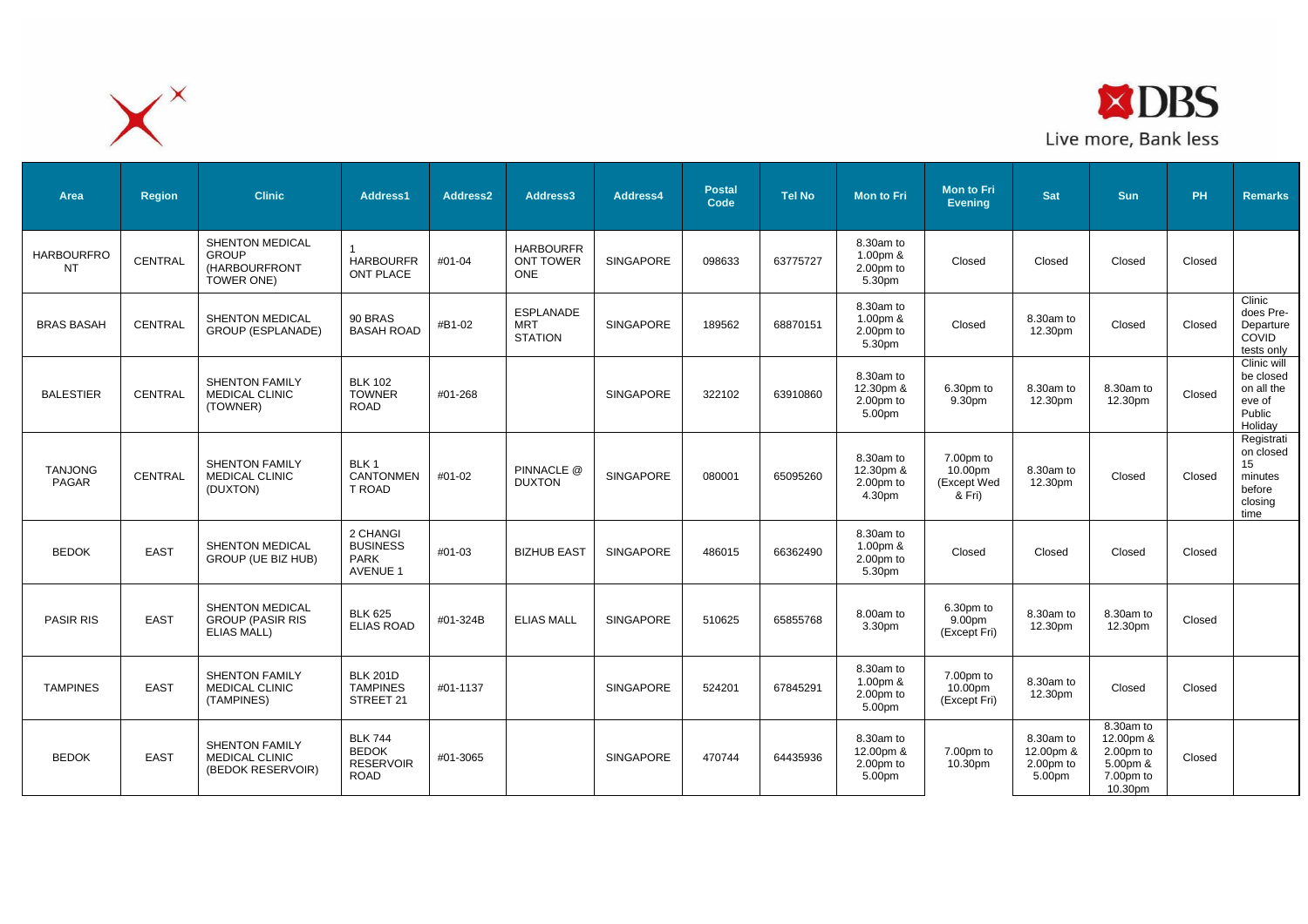| Area | Region | Clinic | Address1 | Address2 | Address3 | Address4 | Postal Code | Tel No | Mon to Fri | Mon to Fri Evening | Sat | Sun | PH | Remarks |
|---|---|---|---|---|---|---|---|---|---|---|---|---|---|---|
| HARBOURFRONT | CENTRAL | SHENTON MEDICAL GROUP (HARBOURFRONT TOWER ONE) | 1 HARBOURFRONT PLACE | #01-04 | HARBOURFRONT TOWER ONE | SINGAPORE | 098633 | 63775727 | 8.30am to 1.00pm & 2.00pm to 5.30pm | Closed | Closed | Closed | Closed | |
| BRAS BASAH | CENTRAL | SHENTON MEDICAL GROUP (ESPLANADE) | 90 BRAS BASAH ROAD | #B1-02 | ESPLANADE MRT STATION | SINGAPORE | 189562 | 68870151 | 8.30am to 1.00pm & 2.00pm to 5.30pm | Closed | 8.30am to 12.30pm | Closed | Closed | Clinic does Pre-Departure COVID tests only |
| BALESTIER | CENTRAL | SHENTON FAMILY MEDICAL CLINIC (TOWNER) | BLK 102 TOWNER ROAD | #01-268 | | SINGAPORE | 322102 | 63910860 | 8.30am to 12.30pm & 2.00pm to 5.00pm | 6.30pm to 9.30pm | 8.30am to 12.30pm | 8.30am to 12.30pm | Closed | Clinic will be closed on all the eve of Public Holiday |
| TANJONG PAGAR | CENTRAL | SHENTON FAMILY MEDICAL CLINIC (DUXTON) | BLK 1 CANTONMENT ROAD | #01-02 | PINNACLE @ DUXTON | SINGAPORE | 080001 | 65095260 | 8.30am to 12.30pm & 2.00pm to 4.30pm | 7.00pm to 10.00pm (Except Wed & Fri) | 8.30am to 12.30pm | Closed | Closed | Registration closed 15 minutes before closing time |
| BEDOK | EAST | SHENTON MEDICAL GROUP (UE BIZ HUB) | 2 CHANGI BUSINESS PARK AVENUE 1 | #01-03 | BIZHUB EAST | SINGAPORE | 486015 | 66362490 | 8.30am to 1.00pm & 2.00pm to 5.30pm | Closed | Closed | Closed | Closed | |
| PASIR RIS | EAST | SHENTON MEDICAL GROUP (PASIR RIS ELIAS MALL) | BLK 625 ELIAS ROAD | #01-324B | ELIAS MALL | SINGAPORE | 510625 | 65855768 | 8.00am to 3.30pm | 6.30pm to 9.00pm (Except Fri) | 8.30am to 12.30pm | 8.30am to 12.30pm | Closed | |
| TAMPINES | EAST | SHENTON FAMILY MEDICAL CLINIC (TAMPINES) | BLK 201D TAMPINES STREET 21 | #01-1137 | | SINGAPORE | 524201 | 67845291 | 8.30am to 1.00pm & 2.00pm to 5.00pm | 7.00pm to 10.00pm (Except Fri) | 8.30am to 12.30pm | Closed | Closed | |
| BEDOK | EAST | SHENTON FAMILY MEDICAL CLINIC (BEDOK RESERVOIR) | BLK 744 BEDOK RESERVOIR ROAD | #01-3065 | | SINGAPORE | 470744 | 64435936 | 8.30am to 12.00pm & 2.00pm to 5.00pm | 7.00pm to 10.30pm | 8.30am to 12.00pm & 2.00pm to 5.00pm | 8.30am to 12.00pm & 2.00pm to 5.00pm & 7.00pm to 10.30pm | Closed | |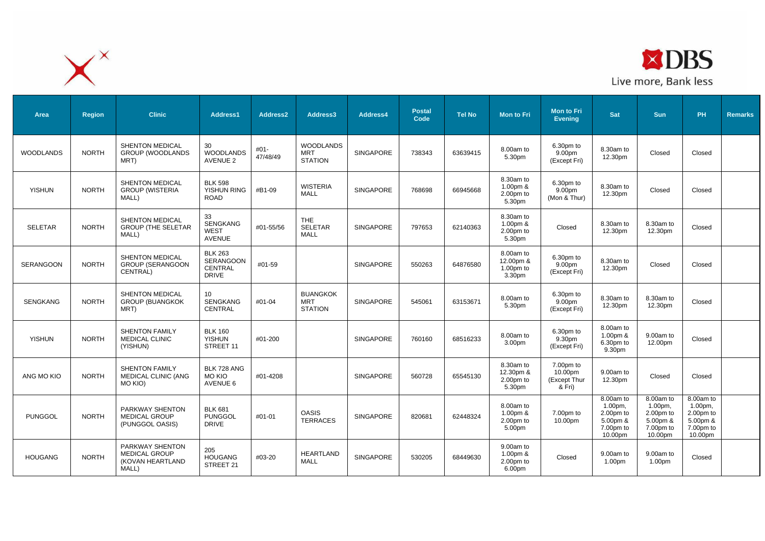| Area | Region | Clinic | Address1 | Address2 | Address3 | Address4 | Postal Code | Tel No | Mon to Fri | Mon to Fri Evening | Sat | Sun | PH | Remarks |
|---|---|---|---|---|---|---|---|---|---|---|---|---|---|---|
| WOODLANDS | NORTH | SHENTON MEDICAL GROUP (WOODLANDS MRT) | 30 WOODLANDS AVENUE 2 | #01-47/48/49 | WOODLANDS MRT STATION | SINGAPORE | 738343 | 63639415 | 8.00am to 5.30pm | 6.30pm to 9.00pm (Except Fri) | 8.30am to 12.30pm | Closed | Closed | |
| YISHUN | NORTH | SHENTON MEDICAL GROUP (WISTERIA MALL) | BLK 598 YISHUN RING ROAD | #B1-09 | WISTERIA MALL | SINGAPORE | 768698 | 66945668 | 8.30am to 1.00pm & 2.00pm to 5.30pm | 6.30pm to 9.00pm (Mon & Thur) | 8.30am to 12.30pm | Closed | Closed | |
| SELETAR | NORTH | SHENTON MEDICAL GROUP (THE SELETAR MALL) | 33 SENGKANG WEST AVENUE | #01-55/56 | THE SELETAR MALL | SINGAPORE | 797653 | 62140363 | 8.30am to 1.00pm & 2.00pm to 5.30pm | Closed | 8.30am to 12.30pm | 8.30am to 12.30pm | Closed | |
| SERANGOON | NORTH | SHENTON MEDICAL GROUP (SERANGOON CENTRAL) | BLK 263 SERANGOON CENTRAL DRIVE | #01-59 | | SINGAPORE | 550263 | 64876580 | 8.00am to 12.00pm & 1.00pm to 3.30pm | 6.30pm to 9.00pm (Except Fri) | 8.30am to 12.30pm | Closed | Closed | |
| SENGKANG | NORTH | SHENTON MEDICAL GROUP (BUANGKOK MRT) | 10 SENGKANG CENTRAL | #01-04 | BUANGKOK MRT STATION | SINGAPORE | 545061 | 63153671 | 8.00am to 5.30pm | 6.30pm to 9.00pm (Except Fri) | 8.30am to 12.30pm | 8.30am to 12.30pm | Closed | |
| YISHUN | NORTH | SHENTON FAMILY MEDICAL CLINIC (YISHUN) | BLK 160 YISHUN STREET 11 | #01-200 | | SINGAPORE | 760160 | 68516233 | 8.00am to 3.00pm | 6.30pm to 9.30pm (Except Fri) | 8.00am to 1.00pm & 6.30pm to 9.30pm | 9.00am to 12.00pm | Closed | |
| ANG MO KIO | NORTH | SHENTON FAMILY MEDICAL CLINIC (ANG MO KIO) | BLK 728 ANG MO KIO AVENUE 6 | #01-4208 | | SINGAPORE | 560728 | 65545130 | 8.30am to 12.30pm & 2.00pm to 5.30pm | 7.00pm to 10.00pm (Except Thur & Fri) | 9.00am to 12.30pm | Closed | Closed | |
| PUNGGOL | NORTH | PARKWAY SHENTON MEDICAL GROUP (PUNGGOL OASIS) | BLK 681 PUNGGOL DRIVE | #01-01 | OASIS TERRACES | SINGAPORE | 820681 | 62448324 | 8.00am to 1.00pm & 2.00pm to 5.00pm | 7.00pm to 10.00pm | 8.00am to 1.00pm, 2.00pm to 5.00pm & 7.00pm to 10.00pm | 8.00am to 1.00pm, 2.00pm to 5.00pm & 7.00pm to 10.00pm | 8.00am to 1.00pm, 2.00pm to 5.00pm & 7.00pm to 10.00pm | |
| HOUGANG | NORTH | PARKWAY SHENTON MEDICAL GROUP (KOVAN HEARTLAND MALL) | 205 HOUGANG STREET 21 | #03-20 | HEARTLAND MALL | SINGAPORE | 530205 | 68449630 | 9.00am to 1.00pm & 2.00pm to 6.00pm | Closed | 9.00am to 1.00pm | 9.00am to 1.00pm | Closed | |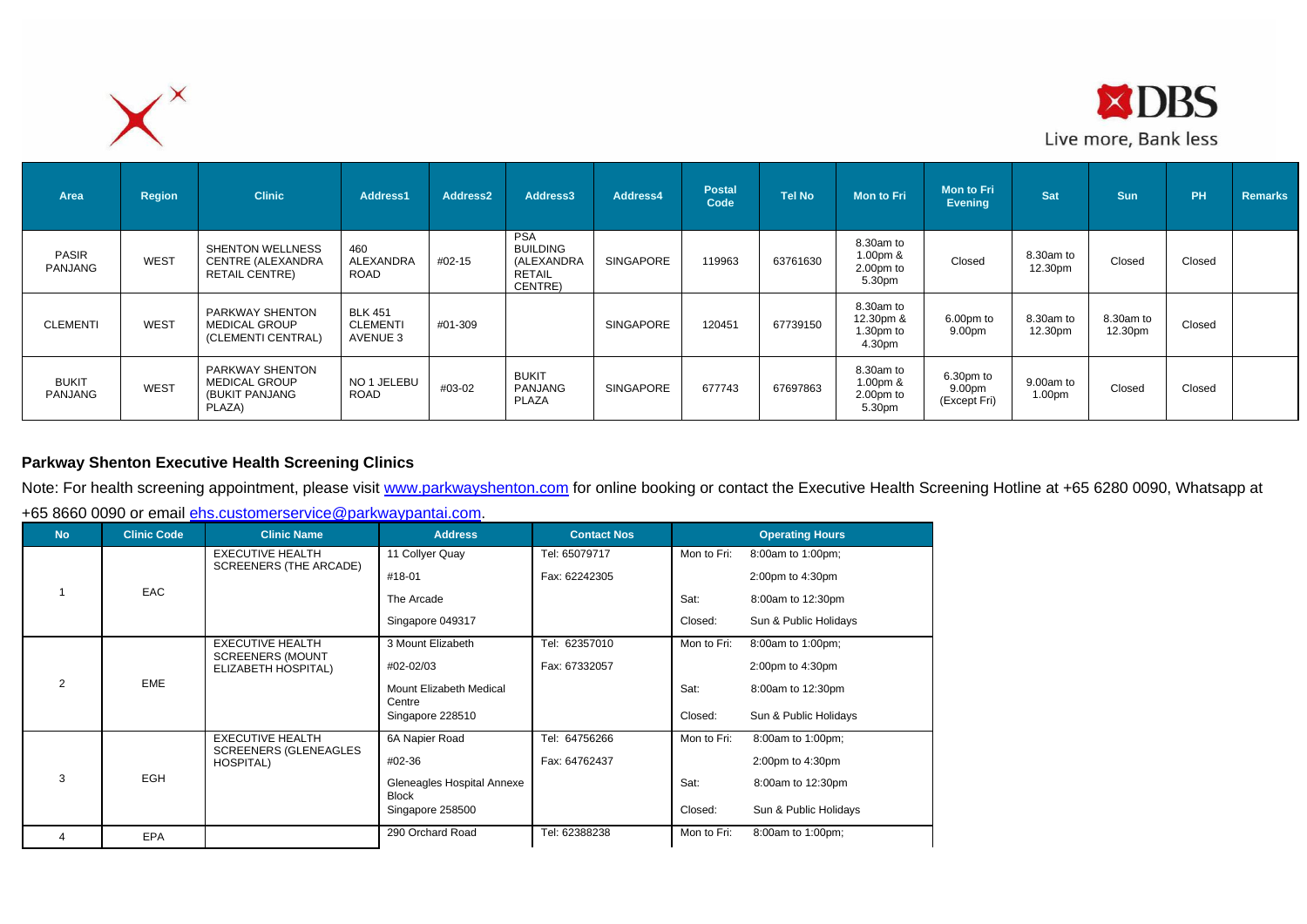| Area | Region | Clinic | Address1 | Address2 | Address3 | Address4 | Postal Code | Tel No | Mon to Fri | Mon to Fri Evening | Sat | Sun | PH | Remarks |
|---|---|---|---|---|---|---|---|---|---|---|---|---|---|---|
| PASIR PANJANG | WEST | SHENTON WELLNESS CENTRE (ALEXANDRA RETAIL CENTRE) | 460 ALEXANDRA ROAD | #02-15 | PSA BUILDING (ALEXANDRA RETAIL CENTRE) | SINGAPORE | 119963 | 63761630 | 8.30am to 1.00pm & 2.00pm to 5.30pm | Closed | 8.30am to 12.30pm | Closed | Closed | |
| CLEMENTI | WEST | PARKWAY SHENTON MEDICAL GROUP (CLEMENTI CENTRAL) | BLK 451 CLEMENTI AVENUE 3 | #01-309 | | SINGAPORE | 120451 | 67739150 | 8.30am to 12.30pm & 1.30pm to 4.30pm | 6.00pm to 9.00pm | 8.30am to 12.30pm | 8.30am to 12.30pm | Closed | |
| BUKIT PANJANG | WEST | PARKWAY SHENTON MEDICAL GROUP (BUKIT PANJANG PLAZA) | NO 1 JELEBU ROAD | #03-02 | BUKIT PANJANG PLAZA | SINGAPORE | 677743 | 67697863 | 8.30am to 1.00pm & 2.00pm to 5.30pm | 6.30pm to 9.00pm (Except Fri) | 9.00am to 1.00pm | Closed | Closed | |

**Parkway Shenton Executive Health Screening Clinics**

Note: For health screening appointment, please visit www.parkwayshenton.com for online booking or contact the Executive Health Screening Hotline at +65 6280 0090, Whatsapp at +65 8660 0090 or email ehs.customerservice@parkwaypantai.com.

| No | Clinic Code | Clinic Name | Address | Contact Nos | Operating Hours |
|---|---|---|---|---|---|
| 1 | EAC | EXECUTIVE HEALTH SCREENERS (THE ARCADE) | 11 Collyer Quay<br>#18-01<br>The Arcade<br>Singapore 049317 | Tel: 65079717<br>Fax: 62242305 | Mon to Fri: 8:00am to 1:00pm; 2:00pm to 4:30pm<br>Sat: 8:00am to 12:30pm<br>Closed: Sun & Public Holidays |
| 2 | EME | EXECUTIVE HEALTH SCREENERS (MOUNT ELIZABETH HOSPITAL) | 3 Mount Elizabeth<br>#02-02/03<br>Mount Elizabeth Medical Centre<br>Singapore 228510 | Tel: 62357010<br>Fax: 67332057 | Mon to Fri: 8:00am to 1:00pm; 2:00pm to 4:30pm<br>Sat: 8:00am to 12:30pm<br>Closed: Sun & Public Holidays |
| 3 | EGH | EXECUTIVE HEALTH SCREENERS (GLENEAGLES HOSPITAL) | 6A Napier Road<br>#02-36<br>Gleneagles Hospital Annexe Block<br>Singapore 258500 | Tel: 64756266<br>Fax: 64762437 | Mon to Fri: 8:00am to 1:00pm; 2:00pm to 4:30pm<br>Sat: 8:00am to 12:30pm<br>Closed: Sun & Public Holidays |
| 4 | EPA | | 290 Orchard Road | Tel: 62388238 | Mon to Fri: 8:00am to 1:00pm; |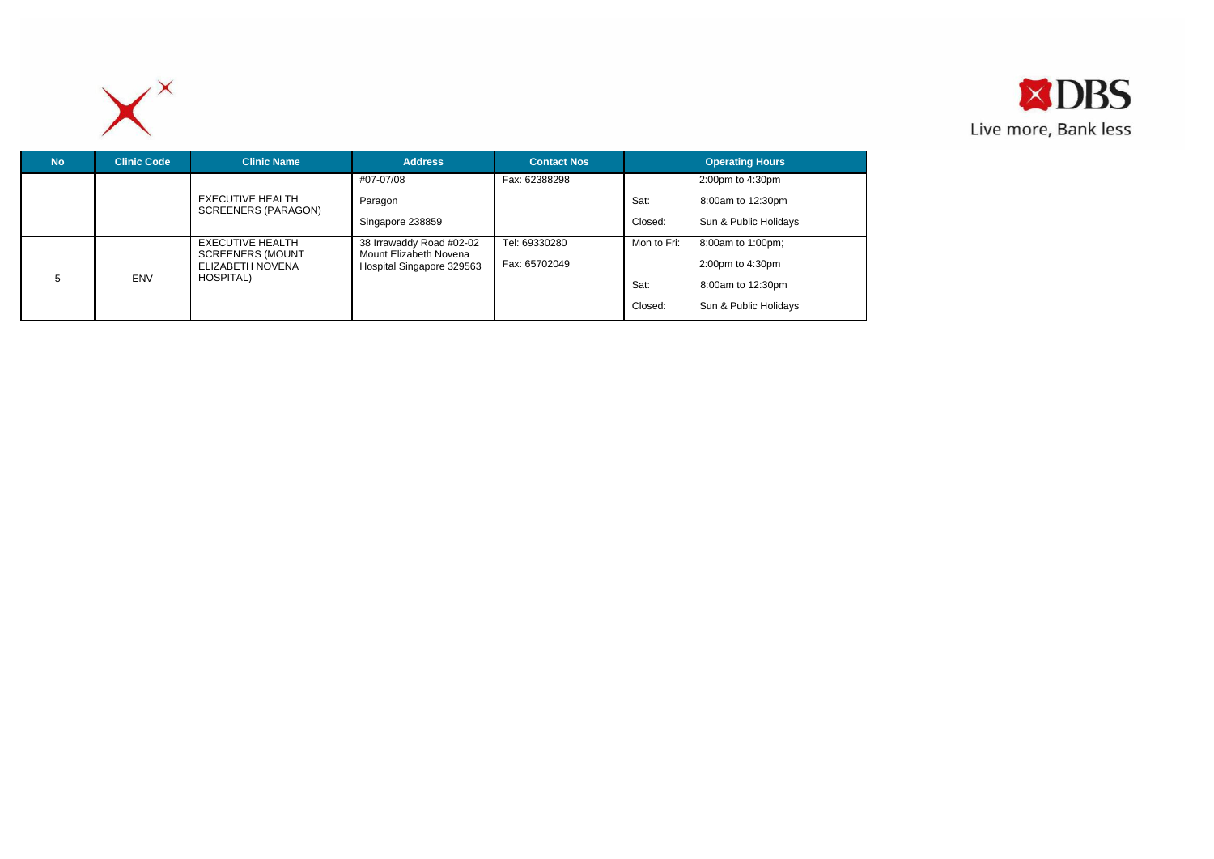| No | Clinic Code | Clinic Name | Address | Contact Nos | Operating Hours | |
|---|---|---|---|---|---|---|
| | | EXECUTIVE HEALTH SCREENERS (PARAGON) | #07-07/08 Paragon Singapore 238859 | Fax: 62388298 | | 2:00pm to 4:30pm |
| | | | | | Sat: | 8:00am to 12:30pm |
| | | | | | Closed: | Sun & Public Holidays |
| 5 | ENV | EXECUTIVE HEALTH SCREENERS (MOUNT ELIZABETH NOVENA HOSPITAL) | 38 Irrawaddy Road #02-02 Mount Elizabeth Novena Hospital Singapore 329563 | Tel: 69330280 Fax: 65702049 | Mon to Fri: | 8:00am to 1:00pm; 2:00pm to 4:30pm |
| | | | | | Sat: | 8:00am to 12:30pm |
| | | | | | Closed: | Sun & Public Holidays |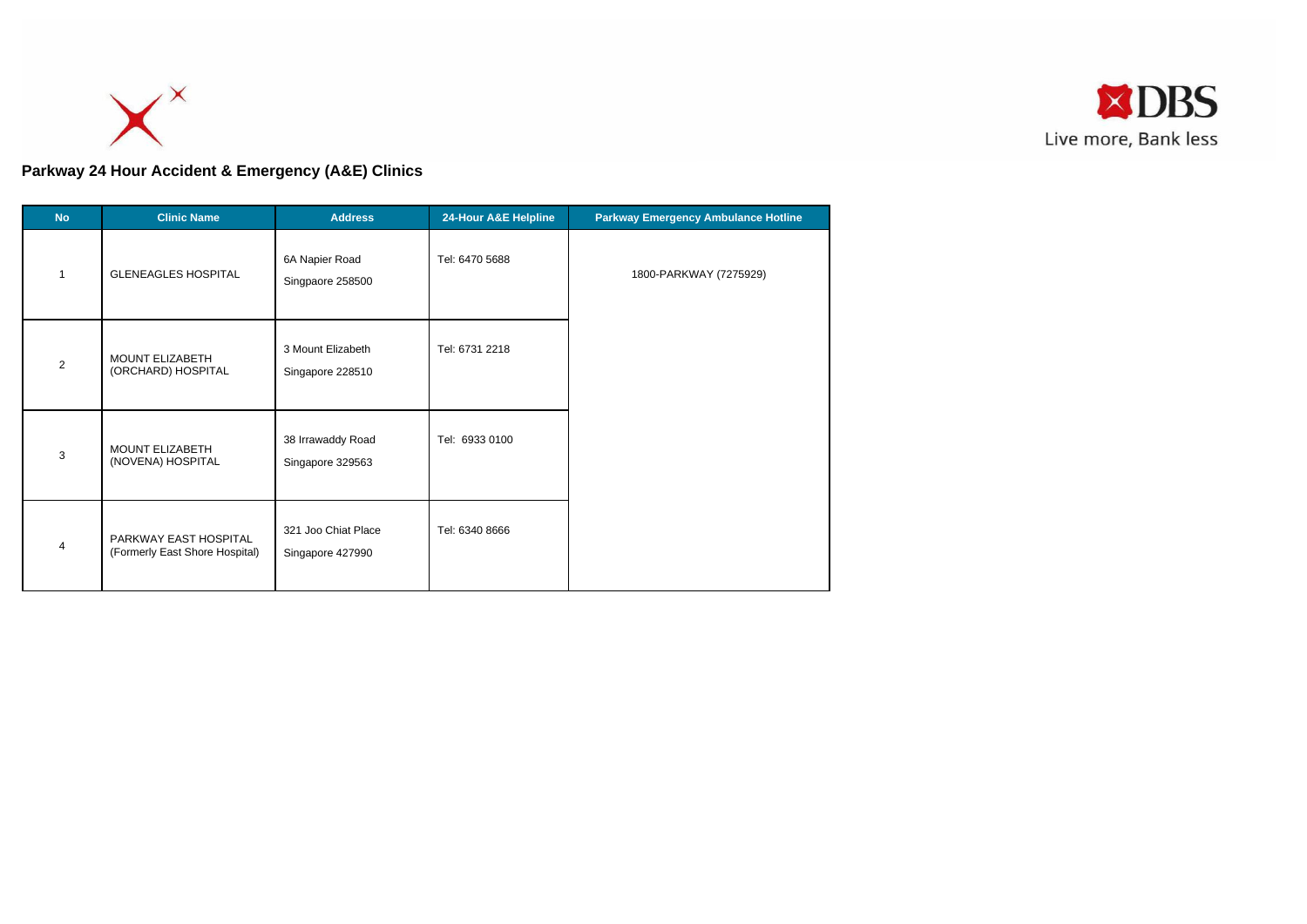## Parkway 24 Hour Accident & Emergency (A&E) Clinics

| No | Clinic Name | Address | 24-Hour A&E Helpline | Parkway Emergency Ambulance Hotline |
|---|---|---|---|---|
| 1 | GLENEAGLES HOSPITAL | 6A Napier Road<br>Singpaore 258500 | Tel: 6470 5688 | 1800-PARKWAY (7275929) |
| 2 | MOUNT ELIZABETH (ORCHARD) HOSPITAL | 3 Mount Elizabeth<br>Singapore 228510 | Tel: 6731 2218 | |
| 3 | MOUNT ELIZABETH (NOVENA) HOSPITAL | 38 Irrawaddy Road<br>Singapore 329563 | Tel: 6933 0100 | |
| 4 | PARKWAY EAST HOSPITAL (Formerly East Shore Hospital) | 321 Joo Chiat Place<br>Singapore 427990 | Tel: 6340 8666 | |